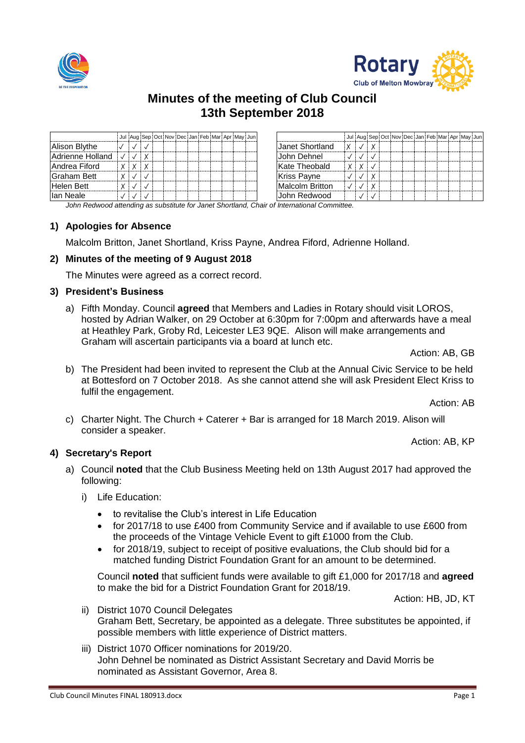# Minutes of the meeting of Club Council
# 13th September 2018

| | Jul | Aug | Sep | Oct | Nov | Dec | Jan | Feb | Mar | Apr | May | Jun |
|---|---|---|---|---|---|---|---|---|---|---|---|---|
| Alison Blythe | ✓ | ✓ | ✓ | | | | | | | | | |
| Adrienne Holland | ✓ | ✓ | X | | | | | | | | | |
| Andrea Fiford | X | X | X | | | | | | | | | |
| Graham Bett | X | ✓ | ✓ | | | | | | | | | |
| Helen Bett | X | ✓ | ✓ | | | | | | | | | |
| Ian Neale | ✓ | ✓ | ✓ | | | | | | | | | |

| | Jul | Aug | Sep | Oct | Nov | Dec | Jan | Feb | Mar | Apr | May | Jun |
|---|---|---|---|---|---|---|---|---|---|---|---|---|
| Janet Shortland | X | ✓ | X | | | | | | | | | |
| John Dehnel | ✓ | ✓ | ✓ | | | | | | | | | |
| Kate Theobald | X | X | ✓ | | | | | | | | | |
| Kriss Payne | ✓ | ✓ | X | | | | | | | | | |
| Malcolm Britton | ✓ | ✓ | X | | | | | | | | | |
| John Redwood | | ✓ | ✓ | | | | | | | | | |

*John Redwood attending as substitute for Janet Shortland, Chair of International Committee.*

## 1) Apologies for Absence

Malcolm Britton, Janet Shortland, Kriss Payne, Andrea Fiford, Adrienne Holland.

## 2) Minutes of the meeting of 9 August 2018

The Minutes were agreed as a correct record.

## 3) President's Business

a) Fifth Monday. Council **agreed** that Members and Ladies in Rotary should visit LOROS, hosted by Adrian Walker, on 29 October at 6:30pm for 7:00pm and afterwards have a meal at Heathley Park, Groby Rd, Leicester LE3 9QE. Alison will make arrangements and Graham will ascertain participants via a board at lunch etc.

Action: AB, GB

b) The President had been invited to represent the Club at the Annual Civic Service to be held at Bottesford on 7 October 2018. As she cannot attend she will ask President Elect Kriss to fulfil the engagement.

Action: AB

c) Charter Night. The Church + Caterer + Bar is arranged for 18 March 2019. Alison will consider a speaker.

Action: AB, KP

## 4) Secretary's Report

a) Council **noted** that the Club Business Meeting held on 13th August 2017 had approved the following:

i) Life Education:

- to revitalise the Club's interest in Life Education
- for 2017/18 to use £400 from Community Service and if available to use £600 from the proceeds of the Vintage Vehicle Event to gift £1000 from the Club.
- for 2018/19, subject to receipt of positive evaluations, the Club should bid for a matched funding District Foundation Grant for an amount to be determined.

Council **noted** that sufficient funds were available to gift £1,000 for 2017/18 and **agreed** to make the bid for a District Foundation Grant for 2018/19.

Action: HB, JD, KT

ii) District 1070 Council Delegates
Graham Bett, Secretary, be appointed as a delegate. Three substitutes be appointed, if possible members with little experience of District matters.

iii) District 1070 Officer nominations for 2019/20.
John Dehnel be nominated as District Assistant Secretary and David Morris be nominated as Assistant Governor, Area 8.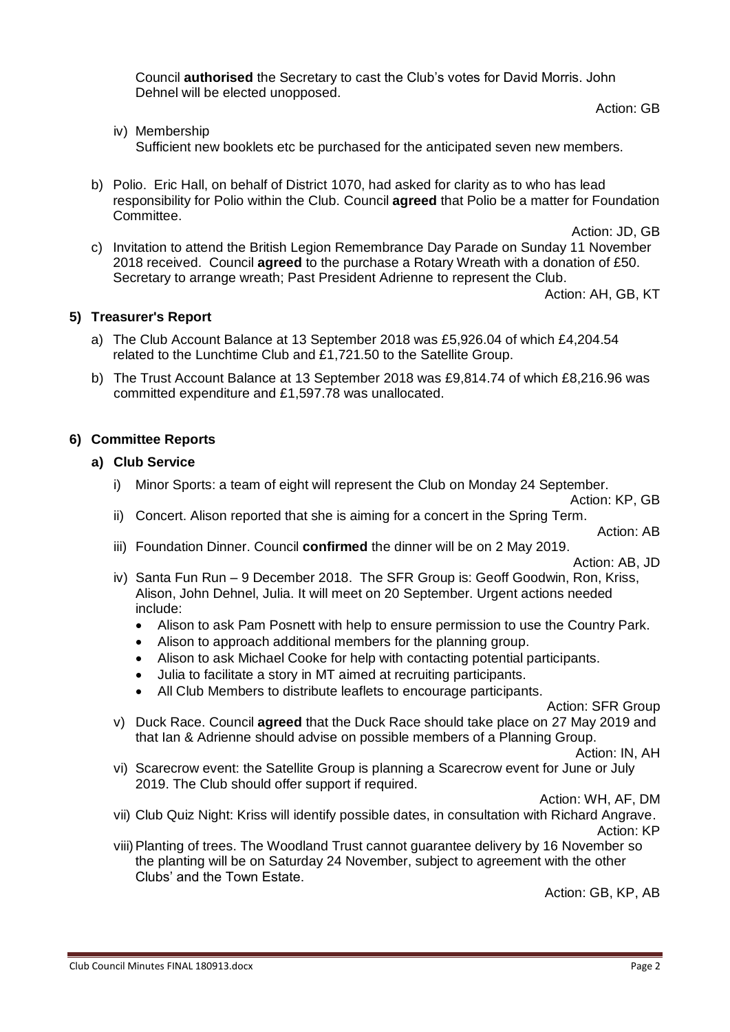Council **authorised** the Secretary to cast the Club's votes for David Morris. John Dehnel will be elected unopposed.

Action: GB

iv) Membership
Sufficient new booklets etc be purchased for the anticipated seven new members.

b) Polio. Eric Hall, on behalf of District 1070, had asked for clarity as to who has lead responsibility for Polio within the Club. Council **agreed** that Polio be a matter for Foundation Committee.

Action: JD, GB

c) Invitation to attend the British Legion Remembrance Day Parade on Sunday 11 November 2018 received. Council **agreed** to the purchase a Rotary Wreath with a donation of £50. Secretary to arrange wreath; Past President Adrienne to represent the Club.

Action: AH, GB, KT

## 5) Treasurer's Report

a) The Club Account Balance at 13 September 2018 was £5,926.04 of which £4,204.54 related to the Lunchtime Club and £1,721.50 to the Satellite Group.

b) The Trust Account Balance at 13 September 2018 was £9,814.74 of which £8,216.96 was committed expenditure and £1,597.78 was unallocated.

## 6) Committee Reports

### a) Club Service

i) Minor Sports: a team of eight will represent the Club on Monday 24 September.

Action: KP, GB

ii) Concert. Alison reported that she is aiming for a concert in the Spring Term.

Action: AB

iii) Foundation Dinner. Council **confirmed** the dinner will be on 2 May 2019.

Action: AB, JD

iv) Santa Fun Run – 9 December 2018. The SFR Group is: Geoff Goodwin, Ron, Kriss, Alison, John Dehnel, Julia. It will meet on 20 September. Urgent actions needed include:

- Alison to ask Pam Posnett with help to ensure permission to use the Country Park.
- Alison to approach additional members for the planning group.
- Alison to ask Michael Cooke for help with contacting potential participants.
- Julia to facilitate a story in MT aimed at recruiting participants.
- All Club Members to distribute leaflets to encourage participants.

Action: SFR Group

v) Duck Race. Council **agreed** that the Duck Race should take place on 27 May 2019 and that Ian & Adrienne should advise on possible members of a Planning Group.

Action: IN, AH

vi) Scarecrow event: the Satellite Group is planning a Scarecrow event for June or July 2019. The Club should offer support if required.

Action: WH, AF, DM

vii) Club Quiz Night: Kriss will identify possible dates, in consultation with Richard Angrave.

Action: KP

viii) Planting of trees. The Woodland Trust cannot guarantee delivery by 16 November so the planting will be on Saturday 24 November, subject to agreement with the other Clubs' and the Town Estate.

Action: GB, KP, AB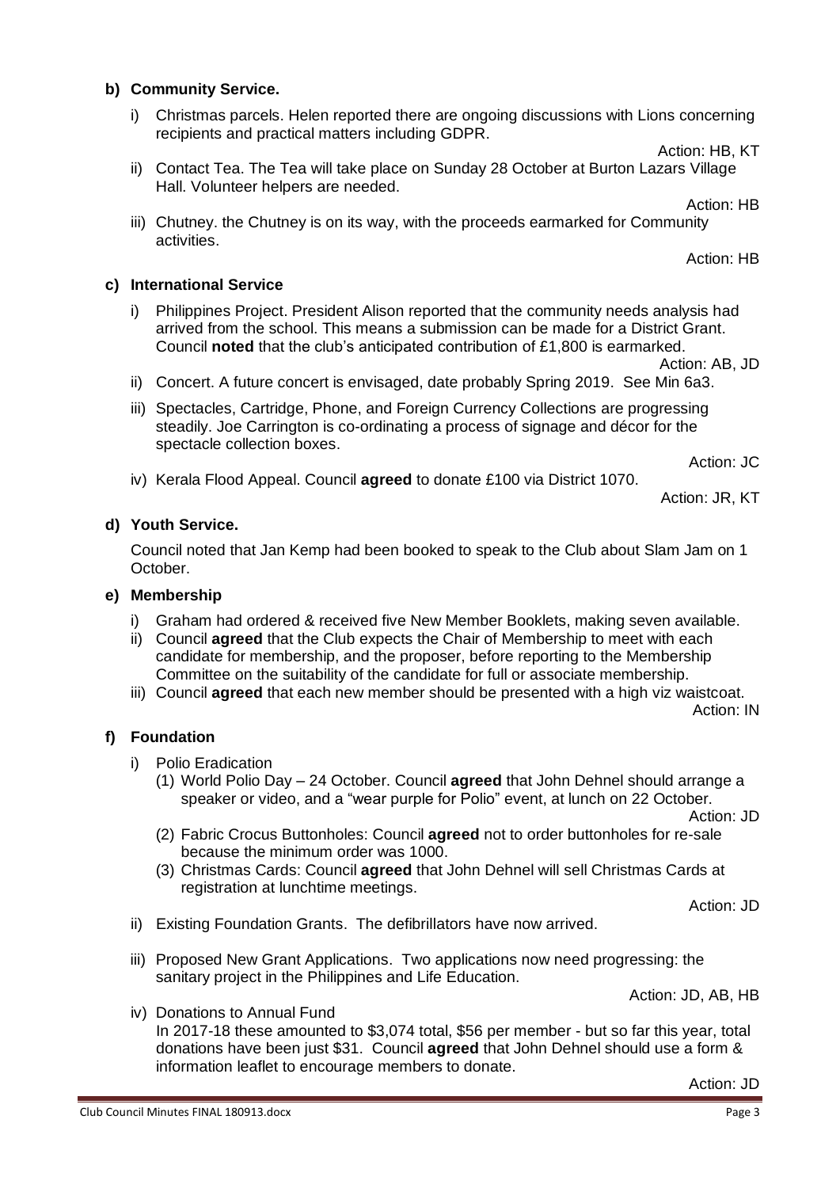**b) Community Service.**

i) Christmas parcels. Helen reported there are ongoing discussions with Lions concerning recipients and practical matters including GDPR.

Action: HB, KT

ii) Contact Tea. The Tea will take place on Sunday 28 October at Burton Lazars Village Hall. Volunteer helpers are needed.

Action: HB

iii) Chutney. the Chutney is on its way, with the proceeds earmarked for Community activities.

Action: HB

**c) International Service**

i) Philippines Project. President Alison reported that the community needs analysis had arrived from the school. This means a submission can be made for a District Grant. Council **noted** that the club's anticipated contribution of £1,800 is earmarked.

Action: AB, JD

ii) Concert. A future concert is envisaged, date probably Spring 2019. See Min 6a3.

iii) Spectacles, Cartridge, Phone, and Foreign Currency Collections are progressing steadily. Joe Carrington is co-ordinating a process of signage and décor for the spectacle collection boxes.

Action: JC

iv) Kerala Flood Appeal. Council **agreed** to donate £100 via District 1070.

Action: JR, KT

**d) Youth Service.**

Council noted that Jan Kemp had been booked to speak to the Club about Slam Jam on 1 October.

**e) Membership**

i) Graham had ordered & received five New Member Booklets, making seven available.
ii) Council **agreed** that the Club expects the Chair of Membership to meet with each candidate for membership, and the proposer, before reporting to the Membership Committee on the suitability of the candidate for full or associate membership.
iii) Council **agreed** that each new member should be presented with a high viz waistcoat.

Action: IN

**f) Foundation**

i) Polio Eradication
   (1) World Polio Day – 24 October. Council **agreed** that John Dehnel should arrange a speaker or video, and a "wear purple for Polio" event, at lunch on 22 October.

   Action: JD

   (2) Fabric Crocus Buttonholes: Council **agreed** not to order buttonholes for re-sale because the minimum order was 1000.
   (3) Christmas Cards: Council **agreed** that John Dehnel will sell Christmas Cards at registration at lunchtime meetings.

   Action: JD

ii) Existing Foundation Grants. The defibrillators have now arrived.

iii) Proposed New Grant Applications. Two applications now need progressing: the sanitary project in the Philippines and Life Education.

Action: JD, AB, HB

iv) Donations to Annual Fund
In 2017-18 these amounted to $3,074 total, $56 per member - but so far this year, total donations have been just $31. Council **agreed** that John Dehnel should use a form & information leaflet to encourage members to donate.

Action: JD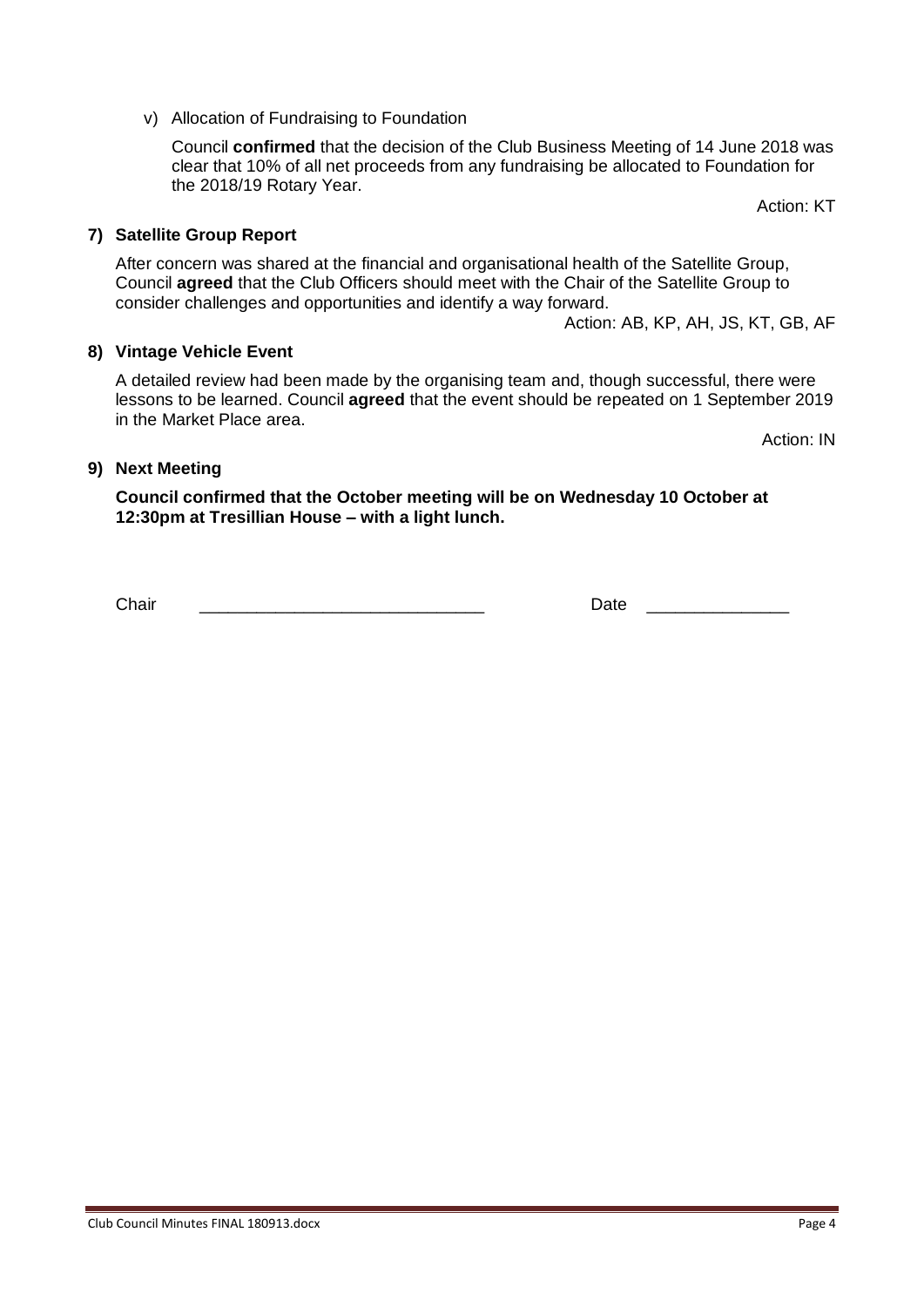v) Allocation of Fundraising to Foundation

Council **confirmed** that the decision of the Club Business Meeting of 14 June 2018 was clear that 10% of all net proceeds from any fundraising be allocated to Foundation for the 2018/19 Rotary Year.

Action: KT

**7) Satellite Group Report**

After concern was shared at the financial and organisational health of the Satellite Group, Council **agreed** that the Club Officers should meet with the Chair of the Satellite Group to consider challenges and opportunities and identify a way forward.

Action: AB, KP, AH, JS, KT, GB, AF

**8) Vintage Vehicle Event**

A detailed review had been made by the organising team and, though successful, there were lessons to be learned. Council **agreed** that the event should be repeated on 1 September 2019 in the Market Place area.

Action: IN

**9) Next Meeting**

**Council confirmed that the October meeting will be on Wednesday 10 October at 12:30pm at Tresillian House – with a light lunch.**

Chair \_\_\_\_\_\_\_\_\_\_\_\_\_\_\_\_\_\_\_\_\_\_\_\_\_\_\_\_\_\_ Date \_\_\_\_\_\_\_\_\_\_\_\_\_\_\_